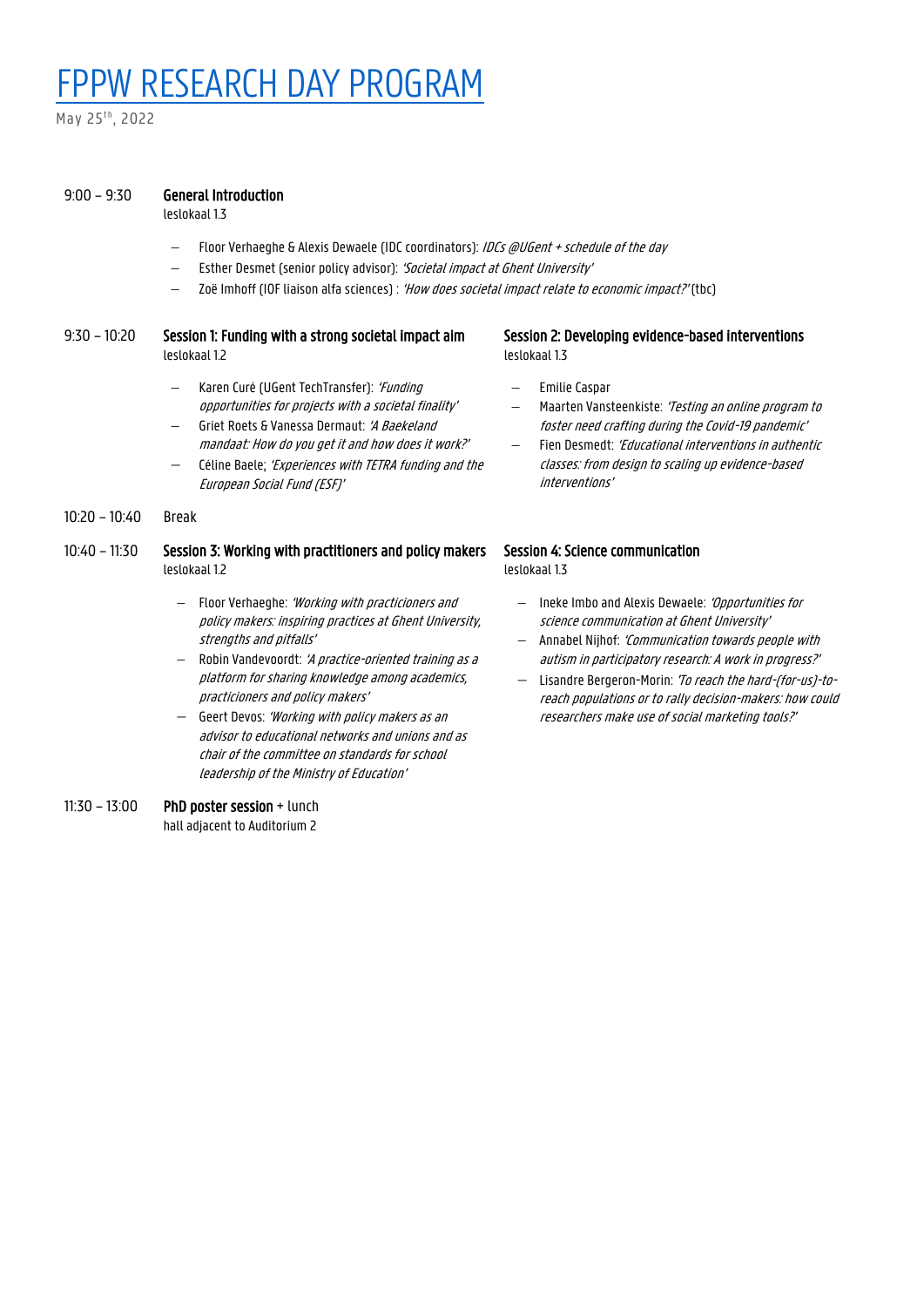# FPPW RESEARCH DAY PROGRAM

May 25th, 2022

**9:00 – 9:30 General Introduction**
leslokaal 1.3

- Floor Verhaeghe & Alexis Dewaele (IDC coordinators): *IDCs @UGent + schedule of the day*
- Esther Desmet (senior policy advisor): *'Societal impact at Ghent University'*
- Zoë Imhoff (IOF liaison alfa sciences) : *'How does societal impact relate to economic impact?'* (tbc)

**9:30 – 10:20**

**Session 1: Funding with a strong societal impact aim**
leslokaal 1.2

- Karen Curé (UGent TechTransfer): *'Funding opportunities for projects with a societal finality'*
- Griet Roets & Vanessa Dermaut: *'A Baekeland mandaat: How do you get it and how does it work?'*
- Céline Baele; *'Experiences with TETRA funding and the European Social Fund (ESF)'*

**Session 2: Developing evidence-based interventions**
leslokaal 1.3

- Emilie Caspar
- Maarten Vansteenkiste: *'Testing an online program to foster need crafting during the Covid-19 pandemic'*
- Fien Desmedt: *'Educational interventions in authentic classes: from design to scaling up evidence-based interventions'*

**10:20 – 10:40** Break

**10:40 – 11:30**

**Session 3: Working with practitioners and policy makers**
leslokaal 1.2

- Floor Verhaeghe: *'Working with practicioners and policy makers: inspiring practices at Ghent University, strengths and pitfalls'*
- Robin Vandevoordt: *'A practice-oriented training as a platform for sharing knowledge among academics, practicioners and policy makers'*
- Geert Devos: *'Working with policy makers as an advisor to educational networks and unions and as chair of the committee on standards for school leadership of the Ministry of Education'*

**Session 4: Science communication**
leslokaal 1.3

- Ineke Imbo and Alexis Dewaele: *'Opportunities for science communication at Ghent University'*
- Annabel Nijhof: *'Communication towards people with autism in participatory research: A work in progress?'*
- Lisandre Bergeron-Morin: *'To reach the hard-(for-us)-to-reach populations or to rally decision-makers: how could researchers make use of social marketing tools?'*

**11:30 – 13:00 PhD poster session** + lunch
hall adjacent to Auditorium 2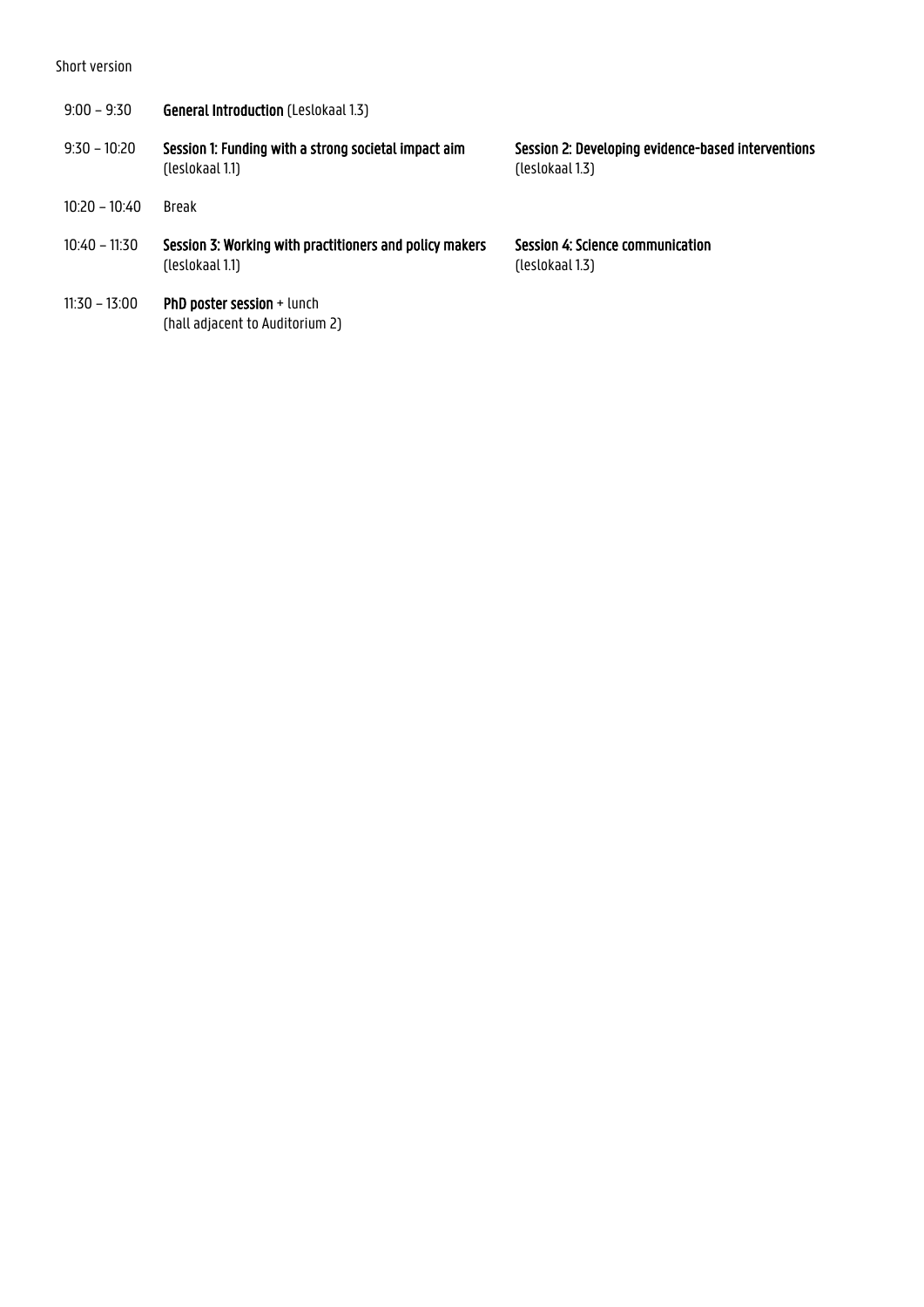Short version

| | | |
|---|---|---|
| 9:00 – 9:30 | **General Introduction** (Leslokaal 1.3) | |
| 9:30 – 10:20 | **Session 1: Funding with a strong societal impact aim** (leslokaal 1.1) | **Session 2: Developing evidence-based interventions** (leslokaal 1.3) |
| 10:20 – 10:40 | Break | |
| 10:40 – 11:30 | **Session 3: Working with practitioners and policy makers** (leslokaal 1.1) | **Session 4: Science communication** (leslokaal 1.3) |
| 11:30 – 13:00 | **PhD poster session** + lunch (hall adjacent to Auditorium 2) | |